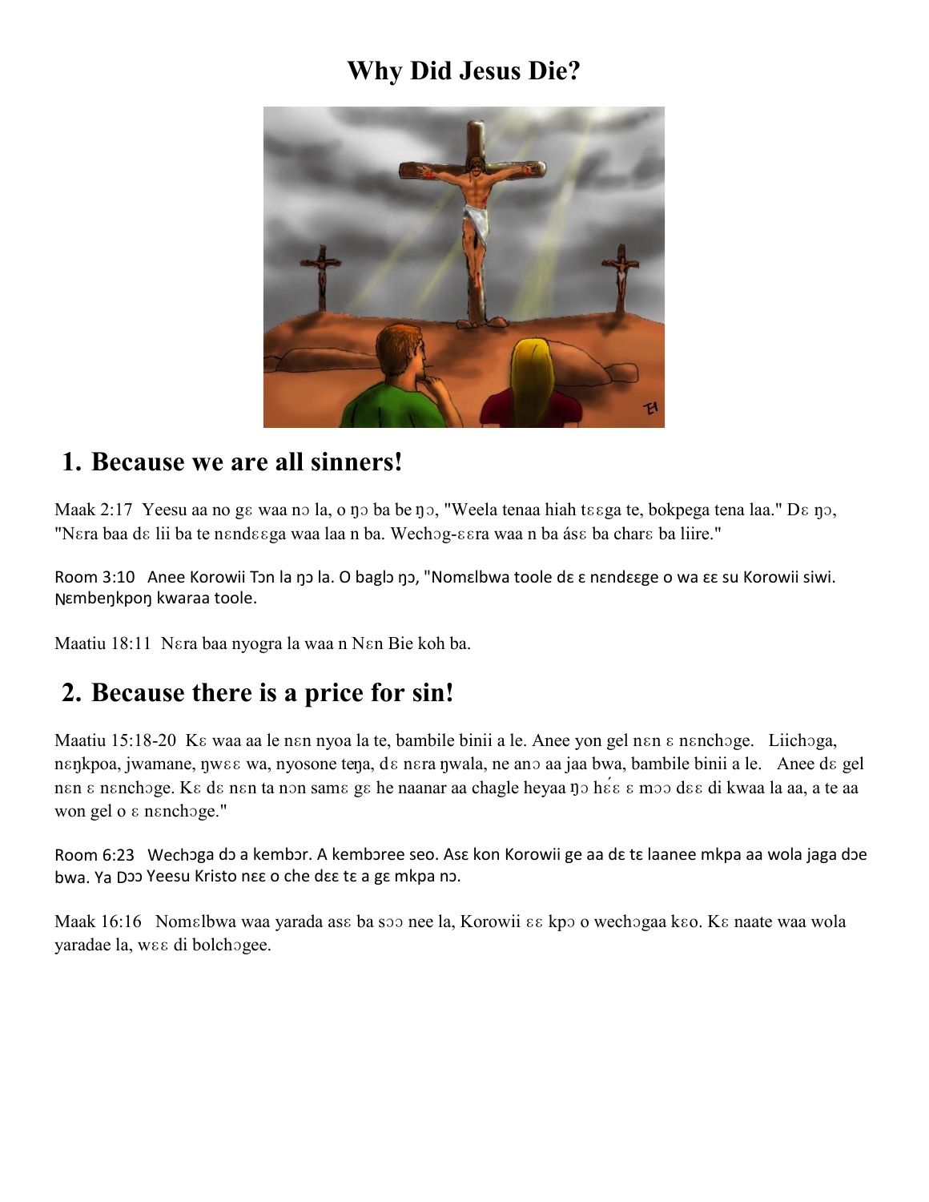# Why Did Jesus Die?

## 1. Because we are all sinners!

Maak 2:17 Yeesu aa no gɛ waa nɔ la, o ŋɔ ba be ŋɔ, "Weela tenaa hiah tɛɛga te, bokpega tena laa." Dɛ ŋɔ, "Nɛra baa dɛ lii ba te nɛndɛɛga waa laa n ba. Wechɔg-ɛɛra waa n ba ásɛ ba charɛ ba liire."

Room 3:10 Anee Korowii Tɔn la ŋɔ la. O baglɔ ŋɔ, "Nomɛlbwa toole dɛ ɛ nɛndɛɛge o wa ɛɛ su Korowii siwi. Nɛmbeŋkpoŋ kwaraa toole.

Maatiu 18:11 Nɛra baa nyogra la waa n Nɛn Bie koh ba.

## 2. Because there is a price for sin!

Maatiu 15:18-20 Kɛ waa aa le nɛn nyoa la te, bambile binii a le. Anee yon gel nɛn ɛ nɛnchɔge. Liichɔga, nɛŋkpoa, jwamane, ŋwɛɛ wa, nyosone teŋa, dɛ nɛra ŋwala, ne anɔ aa jaa bwa, bambile binii a le. Anee dɛ gel nɛn ɛ nɛnchɔge. Kɛ dɛ nɛn ta nɔn samɛ gɛ he naanar aa chagle heyaa ŋɔ hɛ́ɛ ɛ mɔɔ dɛɛ di kwaa la aa, a te aa won gel o ɛ nɛnchɔge."

Room 6:23 Wechɔga dɔ a kembɔr. A kembɔree seo. Asɛ kon Korowii ge aa dɛ tɛ laanee mkpa aa wola jaga dɔe bwa. Ya Dɔɔ Yeesu Kristo nɛɛ o che dɛɛ tɛ a gɛ mkpa nɔ.

Maak 16:16 Nomɛlbwa waa yarada asɛ ba sɔɔ nee la, Korowii ɛɛ kpɔ o wechɔgaa kɛo. Kɛ naate waa wola yaradae la, wɛɛ di bolchɔgee.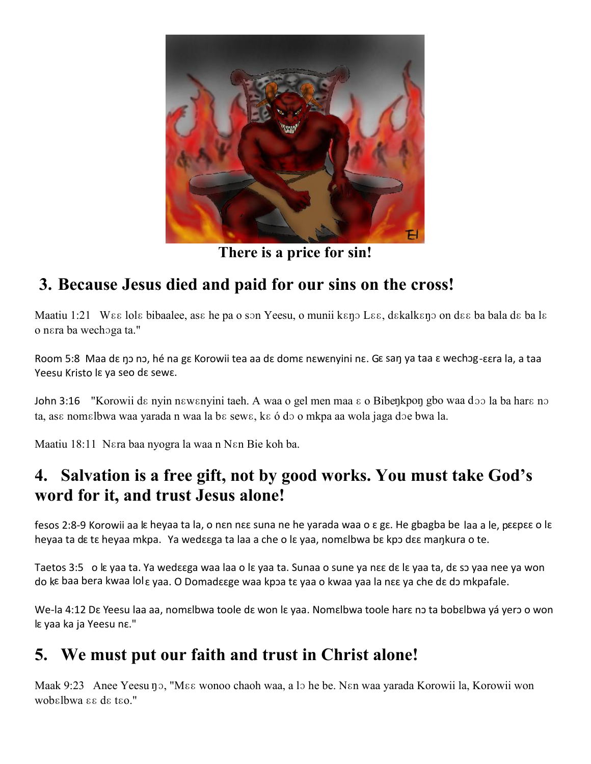There is a price for sin!

## 3. Because Jesus died and paid for our sins on the cross!

Maatiu 1:21 Wɛɛ lolɛ bibaalee, asɛ he pa o sɔn Yeesu, o munii kɛŋɔ Lɛɛ, dɛkalkɛŋɔ on dɛɛ ba bala dɛ ba lɛ o nɛra ba wechɔga ta."

Room 5:8 Maa dɛ ŋɔ nɔ, hé na gɛ Korowii tea aa dɛ domɛ nɛwɛnyini nɛ. Gɛ saŋ ya taa ɛ wechɔg-ɛɛra la, a taa Yeesu Kristo lɛ ya seo dɛ sewɛ.

John 3:16 "Korowii dɛ nyin nɛwɛnyini taeh. A waa o gel men maa ɛ o Bibeŋkpoŋ gbo waa dɔɔ la ba harɛ nɔ ta, asɛ nomɛlbwa waa yarada n waa la bɛ sewɛ, kɛ ó dɔ o mkpa aa wola jaga dɔe bwa la.

Maatiu 18:11 Nɛra baa nyogra la waa n Nɛn Bie koh ba.

## 4. Salvation is a free gift, not by good works. You must take God's word for it, and trust Jesus alone!

fesos 2:8-9 Korowii aa lɛ heyaa ta la, o nɛn nɛɛ suna ne he yarada waa o ɛ gɛ. He gbagba be laa a le, pɛɛpɛɛ o lɛ heyaa ta dɛ tɛ heyaa mkpa. Ya wedɛɛga ta laa a che o lɛ yaa, nomɛlbwa bɛ kpɔ dɛɛ maŋkura o te.

Taetos 3:5 o lɛ yaa ta. Ya wedɛɛga waa laa o lɛ yaa ta. Sunaa o sune ya nɛɛ dɛ lɛ yaa ta, dɛ sɔ yaa nee ya won do kɛ baa bera kwaa lolɛ yaa. O Domadɛɛge waa kpɔa tɛ yaa o kwaa yaa la nɛɛ ya che dɛ dɔ mkpafale.

We-la 4:12 Dɛ Yeesu laa aa, nomɛlbwa toole dɛ won lɛ yaa. Nomɛlbwa toole harɛ nɔ ta bobɛlbwa yá yerɔ o won lɛ yaa ka ja Yeesu nɛ."

## 5. We must put our faith and trust in Christ alone!

Maak 9:23 Anee Yeesu ŋɔ, "Mɛɛ wonoo chaoh waa, a lɔ he be. Nɛn waa yarada Korowii la, Korowii won wobɛlbwa ɛɛ dɛ tɛo."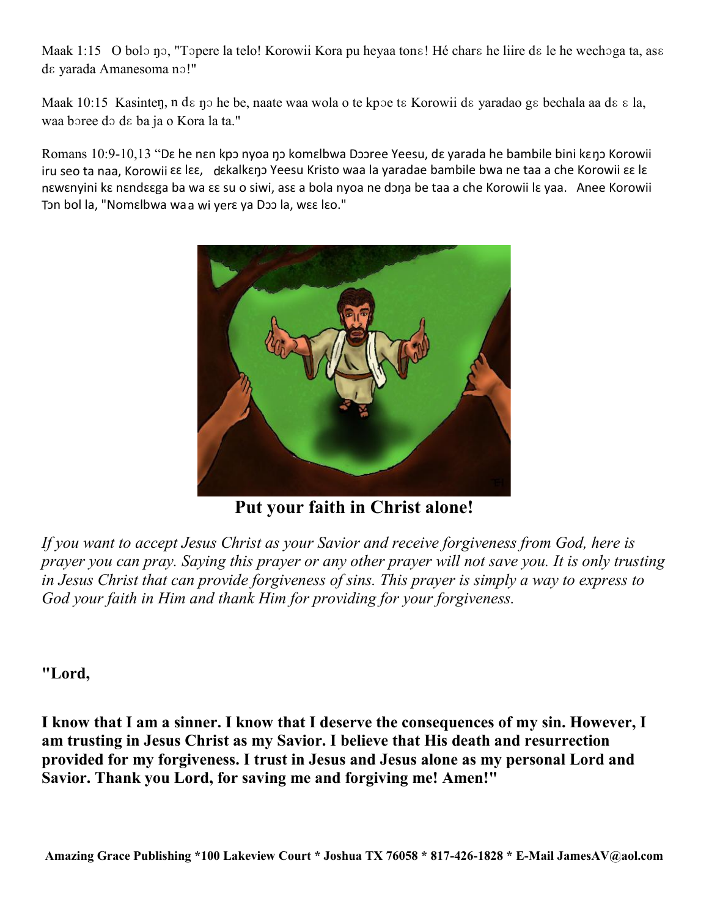Maak 1:15 O bolɔ ŋɔ, "Tɔpere la telo! Korowii Kora pu heyaa tonɛ! Hé charɛ he liire dɛ le he wechɔga ta, asɛ dɛ yarada Amanesoma nɔ!"

Maak 10:15 Kasinteŋ, n dɛ ŋɔ he be, naate waa wola o te kpɔe tɛ Korowii dɛ yaradao gɛ bechala aa dɛ ɛ la, waa bɔree dɔ dɛ ba ja o Kora la ta."

Romans 10:9-10,13 "Dɛ he nɛn kpɔ nyoa ŋɔ komɛlbwa Dɔɔree Yeesu, dɛ yarada he bambile bini kɛŋɔ Korowii iru seo ta naa, Korowii ɛɛ lɛɛ, dɛkalkɛŋɔ Yeesu Kristo waa la yaradae bambile bwa ne taa a che Korowii ɛɛ lɛ nɛwɛnyini kɛ nɛndɛɛga ba wa ɛɛ su o siwi, asɛ a bola nyoa ne dɔŋa be taa a che Korowii lɛ yaa. Anee Korowii Tɔn bol la, "Nomɛlbwa waa wi yerɛ ya Dɔɔ la, wɛɛ lɛo."

**Put your faith in Christ alone!**

*If you want to accept Jesus Christ as your Savior and receive forgiveness from God, here is prayer you can pray. Saying this prayer or any other prayer will not save you. It is only trusting in Jesus Christ that can provide forgiveness of sins. This prayer is simply a way to express to God your faith in Him and thank Him for providing for your forgiveness.*

**"Lord,**

**I know that I am a sinner. I know that I deserve the consequences of my sin. However, I am trusting in Jesus Christ as my Savior. I believe that His death and resurrection provided for my forgiveness. I trust in Jesus and Jesus alone as my personal Lord and Savior. Thank you Lord, for saving me and forgiving me! Amen!"**

**Amazing Grace Publishing *100 Lakeview Court * Joshua TX 76058 * 817-426-1828 * E-Mail JamesAV@aol.com**